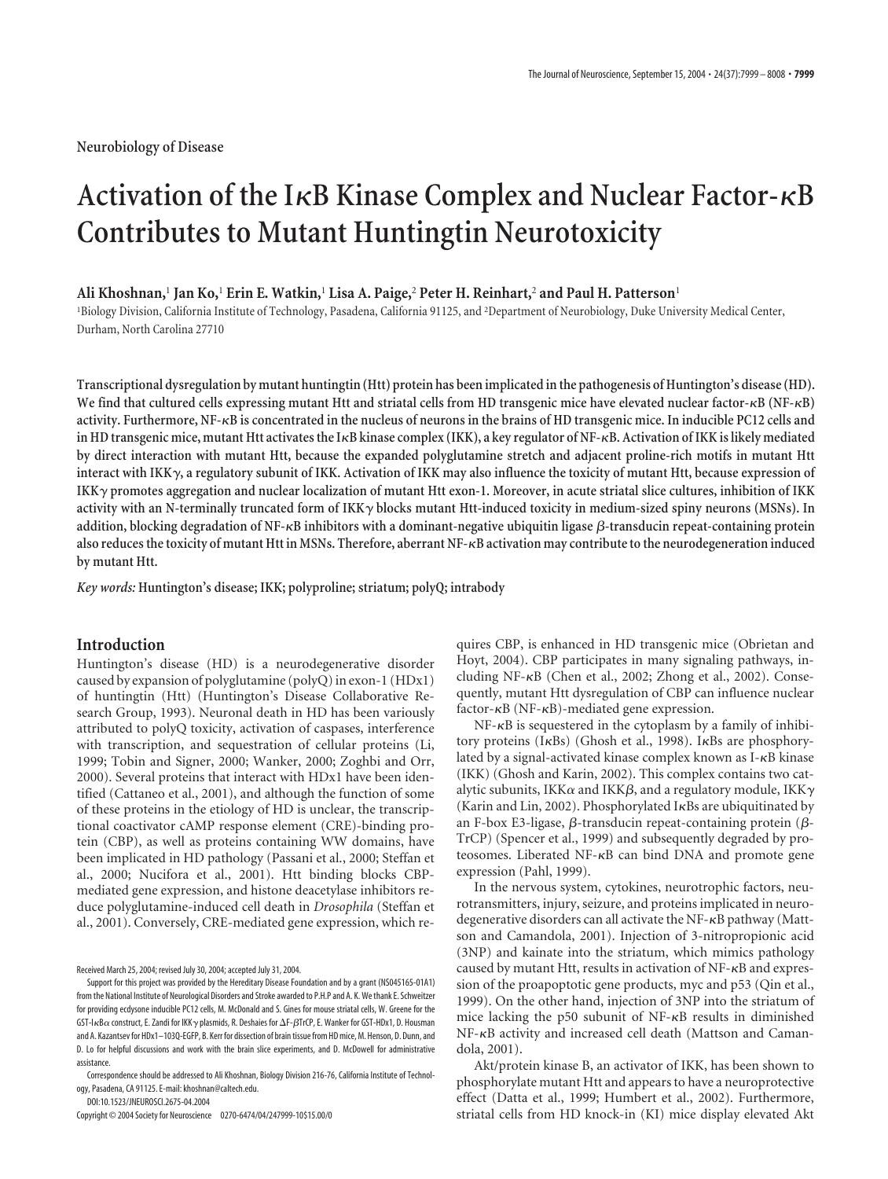Neurobiology of Disease

# Activation of the IκB Kinase Complex and Nuclear Factor-κB Contributes to Mutant Huntingtin Neurotoxicity

**Ali Khoshnan,[1] Jan Ko,[1] Erin E. Watkin,[1] Lisa A. Paige,[2] Peter H. Reinhart,[2] and Paul H. Patterson[1]**

[1]Biology Division, California Institute of Technology, Pasadena, California 91125, and [2]Department of Neurobiology, Duke University Medical Center, Durham, North Carolina 27710

**Transcriptional dysregulation by mutant huntingtin (Htt) protein has been implicated in the pathogenesis of Huntington's disease (HD). We find that cultured cells expressing mutant Htt and striatal cells from HD transgenic mice have elevated nuclear factor-κB (NF-κB) activity. Furthermore, NF-κB is concentrated in the nucleus of neurons in the brains of HD transgenic mice. In inducible PC12 cells and in HD transgenic mice, mutant Htt activates the IκB kinase complex (IKK), a key regulator of NF-κB. Activation of IKK is likely mediated by direct interaction with mutant Htt, because the expanded polyglutamine stretch and adjacent proline-rich motifs in mutant Htt interact with IKKγ, a regulatory subunit of IKK. Activation of IKK may also influence the toxicity of mutant Htt, because expression of IKKγ promotes aggregation and nuclear localization of mutant Htt exon-1. Moreover, in acute striatal slice cultures, inhibition of IKK activity with an N-terminally truncated form of IKKγ blocks mutant Htt-induced toxicity in medium-sized spiny neurons (MSNs). In addition, blocking degradation of NF-κB inhibitors with a dominant-negative ubiquitin ligase β-transducin repeat-containing protein also reduces the toxicity of mutant Htt in MSNs. Therefore, aberrant NF-κB activation may contribute to the neurodegeneration induced by mutant Htt.**

*Key words:* **Huntington's disease; IKK; polyproline; striatum; polyQ; intrabody**

## Introduction

Huntington's disease (HD) is a neurodegenerative disorder caused by expansion of polyglutamine (polyQ) in exon-1 (HDx1) of huntingtin (Htt) (Huntington's Disease Collaborative Research Group, 1993). Neuronal death in HD has been variously attributed to polyQ toxicity, activation of caspases, interference with transcription, and sequestration of cellular proteins (Li, 1999; Tobin and Signer, 2000; Wanker, 2000; Zoghbi and Orr, 2000). Several proteins that interact with HDx1 have been identified (Cattaneo et al., 2001), and although the function of some of these proteins in the etiology of HD is unclear, the transcriptional coactivator cAMP response element (CRE)-binding protein (CBP), as well as proteins containing WW domains, have been implicated in HD pathology (Passani et al., 2000; Steffan et al., 2000; Nucifora et al., 2001). Htt binding blocks CBP-mediated gene expression, and histone deacetylase inhibitors reduce polyglutamine-induced cell death in *Drosophila* (Steffan et al., 2001). Conversely, CRE-mediated gene expression, which requires CBP, is enhanced in HD transgenic mice (Obrietan and Hoyt, 2004). CBP participates in many signaling pathways, including NF-κB (Chen et al., 2002; Zhong et al., 2002). Consequently, mutant Htt dysregulation of CBP can influence nuclear factor-κB (NF-κB)-mediated gene expression.

NF-κB is sequestered in the cytoplasm by a family of inhibitory proteins (IκBs) (Ghosh et al., 1998). IκBs are phosphorylated by a signal-activated kinase complex known as I-κB kinase (IKK) (Ghosh and Karin, 2002). This complex contains two catalytic subunits, IKKα and IKKβ, and a regulatory module, IKKγ (Karin and Lin, 2002). Phosphorylated IκBs are ubiquitinated by an F-box E3-ligase, β-transducin repeat-containing protein (β-TrCP) (Spencer et al., 1999) and subsequently degraded by proteosomes. Liberated NF-κB can bind DNA and promote gene expression (Pahl, 1999).

In the nervous system, cytokines, neurotrophic factors, neurotransmitters, injury, seizure, and proteins implicated in neurodegenerative disorders can all activate the NF-κB pathway (Mattson and Camandola, 2001). Injection of 3-nitropropionic acid (3NP) and kainate into the striatum, which mimics pathology caused by mutant Htt, results in activation of NF-κB and expression of the proapoptotic gene products, myc and p53 (Qin et al., 1999). On the other hand, injection of 3NP into the striatum of mice lacking the p50 subunit of NF-κB results in diminished NF-κB activity and increased cell death (Mattson and Camandola, 2001).

Akt/protein kinase B, an activator of IKK, has been shown to phosphorylate mutant Htt and appears to have a neuroprotective effect (Datta et al., 1999; Humbert et al., 2002). Furthermore, striatal cells from HD knock-in (KI) mice display elevated Akt

Received March 25, 2004; revised July 30, 2004; accepted July 31, 2004.

Support for this project was provided by the Hereditary Disease Foundation and by a grant (NS045165-01A1) from the National Institute of Neurological Disorders and Stroke awarded to P.H.P and A. K. We thank E. Schweitzer for providing ecdysone inducible PC12 cells, M. McDonald and S. Gines for mouse striatal cells, W. Greene for the GST-IκBα construct, E. Zandi for IKKγ plasmids, R. Deshaies for ΔF-βTrCP, E. Wanker for GST-HDx1, D. Housman and A. Kazantsev for HDx1–103Q-EGFP, B. Kerr for dissection of brain tissue from HD mice, M. Henson, D. Dunn, and D. Lo for helpful discussions and work with the brain slice experiments, and D. McDowell for administrative assistance.

Correspondence should be addressed to Ali Khoshnan, Biology Division 216-76, California Institute of Technology, Pasadena, CA 91125. E-mail: khoshnan@caltech.edu.

DOI:10.1523/JNEUROSCI.2675-04.2004

Copyright © 2004 Society for Neuroscience 0270-6474/04/247999-10$15.00/0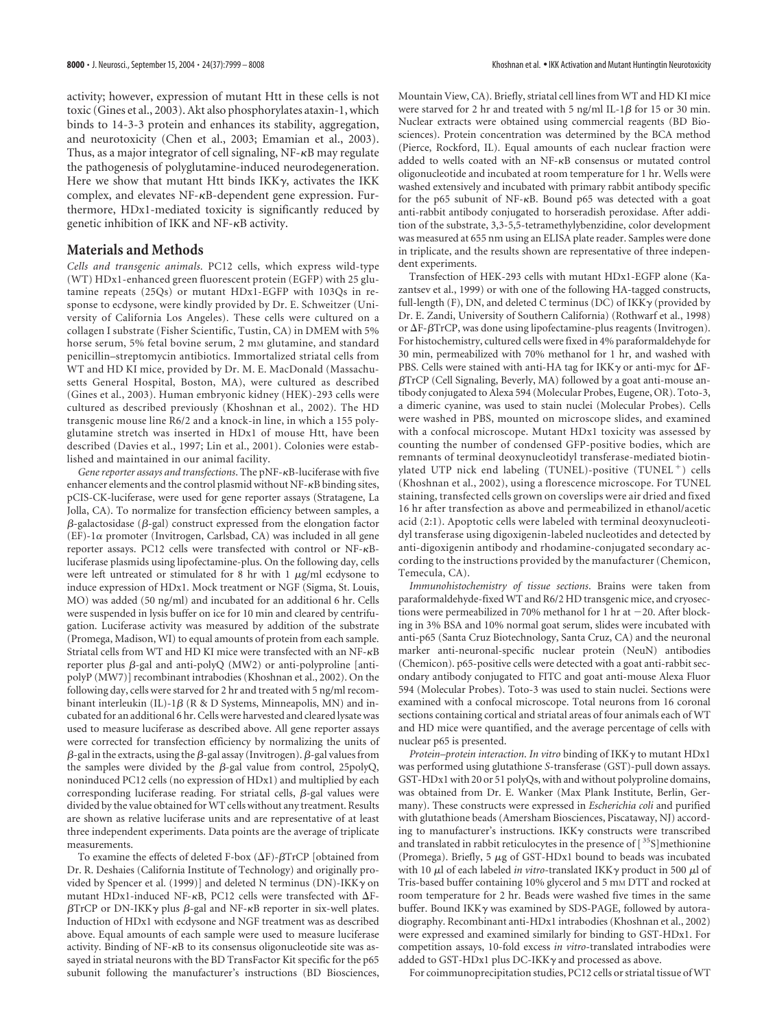activity; however, expression of mutant Htt in these cells is not toxic (Gines et al., 2003). Akt also phosphorylates ataxin-1, which binds to 14-3-3 protein and enhances its stability, aggregation, and neurotoxicity (Chen et al., 2003; Emamian et al., 2003). Thus, as a major integrator of cell signaling, NF-κB may regulate the pathogenesis of polyglutamine-induced neurodegeneration. Here we show that mutant Htt binds IKKγ, activates the IKK complex, and elevates NF-κB-dependent gene expression. Furthermore, HDx1-mediated toxicity is significantly reduced by genetic inhibition of IKK and NF-κB activity.

## Materials and Methods

*Cells and transgenic animals.* PC12 cells, which express wild-type (WT) HDx1-enhanced green fluorescent protein (EGFP) with 25 glutamine repeats (25Qs) or mutant HDx1-EGFP with 103Qs in response to ecdysone, were kindly provided by Dr. E. Schweitzer (University of California Los Angeles). These cells were cultured on a collagen I substrate (Fisher Scientific, Tustin, CA) in DMEM with 5% horse serum, 5% fetal bovine serum, 2 mM glutamine, and standard penicillin–streptomycin antibiotics. Immortalized striatal cells from WT and HD KI mice, provided by Dr. M. E. MacDonald (Massachusetts General Hospital, Boston, MA), were cultured as described (Gines et al., 2003). Human embryonic kidney (HEK)-293 cells were cultured as described previously (Khoshnan et al., 2002). The HD transgenic mouse line R6/2 and a knock-in line, in which a 155 polyglutamine stretch was inserted in HDx1 of mouse Htt, have been described (Davies et al., 1997; Lin et al., 2001). Colonies were established and maintained in our animal facility.

*Gene reporter assays and transfections.* The pNF-κB-luciferase with five enhancer elements and the control plasmid without NF-κB binding sites, pCIS-CK-luciferase, were used for gene reporter assays (Stratagene, La Jolla, CA). To normalize for transfection efficiency between samples, a β-galactosidase (β-gal) construct expressed from the elongation factor (EF)-1α promoter (Invitrogen, Carlsbad, CA) was included in all gene reporter assays. PC12 cells were transfected with control or NF-κB-luciferase plasmids using lipofectamine-plus. On the following day, cells were left untreated or stimulated for 8 hr with 1 μg/ml ecdysone to induce expression of HDx1. Mock treatment or NGF (Sigma, St. Louis, MO) was added (50 ng/ml) and incubated for an additional 6 hr. Cells were suspended in lysis buffer on ice for 10 min and cleared by centrifugation. Luciferase activity was measured by addition of the substrate (Promega, Madison, WI) to equal amounts of protein from each sample. Striatal cells from WT and HD KI mice were transfected with an NF-κB reporter plus β-gal and anti-polyQ (MW2) or anti-polyproline [anti-polyP (MW7)] recombinant intrabodies (Khoshnan et al., 2002). On the following day, cells were starved for 2 hr and treated with 5 ng/ml recombinant interleukin (IL)-1β (R & D Systems, Minneapolis, MN) and incubated for an additional 6 hr. Cells were harvested and cleared lysate was used to measure luciferase as described above. All gene reporter assays were corrected for transfection efficiency by normalizing the units of β-gal in the extracts, using the β-gal assay (Invitrogen). β-gal values from the samples were divided by the β-gal value from control, 25polyQ, noninduced PC12 cells (no expression of HDx1) and multiplied by each corresponding luciferase reading. For striatal cells, β-gal values were divided by the value obtained for WT cells without any treatment. Results are shown as relative luciferase units and are representative of at least three independent experiments. Data points are the average of triplicate measurements.

To examine the effects of deleted F-box (ΔF)-βTrCP [obtained from Dr. R. Deshaies (California Institute of Technology) and originally provided by Spencer et al. (1999)] and deleted N terminus (DN)-IKKγ on mutant HDx1-induced NF-κB, PC12 cells were transfected with ΔF-βTrCP or DN-IKKγ plus β-gal and NF-κB reporter in six-well plates. Induction of HDx1 with ecdysone and NGF treatment was as described above. Equal amounts of each sample were used to measure luciferase activity. Binding of NF-κB to its consensus oligonucleotide site was assayed in striatal neurons with the BD TransFactor Kit specific for the p65 subunit following the manufacturer's instructions (BD Biosciences, Mountain View, CA). Briefly, striatal cell lines from WT and HD KI mice were starved for 2 hr and treated with 5 ng/ml IL-1β for 15 or 30 min. Nuclear extracts were obtained using commercial reagents (BD Biosciences). Protein concentration was determined by the BCA method (Pierce, Rockford, IL). Equal amounts of each nuclear fraction were added to wells coated with an NF-κB consensus or mutated control oligonucleotide and incubated at room temperature for 1 hr. Wells were washed extensively and incubated with primary rabbit antibody specific for the p65 subunit of NF-κB. Bound p65 was detected with a goat anti-rabbit antibody conjugated to horseradish peroxidase. After addition of the substrate, 3,3-5,5-tetramethylybenzidine, color development was measured at 655 nm using an ELISA plate reader. Samples were done in triplicate, and the results shown are representative of three independent experiments.

Transfection of HEK-293 cells with mutant HDx1-EGFP alone (Kazantsev et al., 1999) or with one of the following HA-tagged constructs, full-length (F), DN, and deleted C terminus (DC) of IKKγ (provided by Dr. E. Zandi, University of Southern California) (Rothwarf et al., 1998) or ΔF-βTrCP, was done using lipofectamine-plus reagents (Invitrogen). For histochemistry, cultured cells were fixed in 4% paraformaldehyde for 30 min, permeabilized with 70% methanol for 1 hr, and washed with PBS. Cells were stained with anti-HA tag for IKKγ or anti-myc for ΔF-βTrCP (Cell Signaling, Beverly, MA) followed by a goat anti-mouse antibody conjugated to Alexa 594 (Molecular Probes, Eugene, OR). Toto-3, a dimeric cyanine, was used to stain nuclei (Molecular Probes). Cells were washed in PBS, mounted on microscope slides, and examined with a confocal microscope. Mutant HDx1 toxicity was assessed by counting the number of condensed GFP-positive bodies, which are remnants of terminal deoxynucleotidyl transferase-mediated biotinylated UTP nick end labeling (TUNEL)-positive (TUNEL$^+$) cells (Khoshnan et al., 2002), using a florescence microscope. For TUNEL staining, transfected cells grown on coverslips were air dried and fixed 16 hr after transfection as above and permeabilized in ethanol/acetic acid (2:1). Apoptotic cells were labeled with terminal deoxynucleotidyl transferase using digoxigenin-labeled nucleotides and detected by anti-digoxigenin antibody and rhodamine-conjugated secondary according to the instructions provided by the manufacturer (Chemicon, Temecula, CA).

*Immunohistochemistry of tissue sections.* Brains were taken from paraformaldehyde-fixed WT and R6/2 HD transgenic mice, and cryosections were permeabilized in 70% methanol for 1 hr at −20. After blocking in 3% BSA and 10% normal goat serum, slides were incubated with anti-p65 (Santa Cruz Biotechnology, Santa Cruz, CA) and the neuronal marker anti-neuronal-specific nuclear protein (NeuN) antibodies (Chemicon). p65-positive cells were detected with a goat anti-rabbit secondary antibody conjugated to FITC and goat anti-mouse Alexa Fluor 594 (Molecular Probes). Toto-3 was used to stain nuclei. Sections were examined with a confocal microscope. Total neurons from 16 coronal sections containing cortical and striatal areas of four animals each of WT and HD mice were quantified, and the average percentage of cells with nuclear p65 is presented.

*Protein–protein interaction. In vitro* binding of IKKγ to mutant HDx1 was performed using glutathione *S*-transferase (GST)-pull down assays. GST-HDx1 with 20 or 51 polyQs, with and without polyproline domains, was obtained from Dr. E. Wanker (Max Plank Institute, Berlin, Germany). These constructs were expressed in *Escherichia coli* and purified with glutathione beads (Amersham Biosciences, Piscataway, NJ) according to manufacturer's instructions. IKKγ constructs were transcribed and translated in rabbit reticulocytes in the presence of [$^{35}$S]methionine (Promega). Briefly, 5 μg of GST-HDx1 bound to beads was incubated with 10 μl of each labeled *in vitro*-translated IKKγ product in 500 μl of Tris-based buffer containing 10% glycerol and 5 mM DTT and rocked at room temperature for 2 hr. Beads were washed five times in the same buffer. Bound IKKγ was examined by SDS-PAGE, followed by autoradiography. Recombinant anti-HDx1 intrabodies (Khoshnan et al., 2002) were expressed and examined similarly for binding to GST-HDx1. For competition assays, 10-fold excess *in vitro*-translated intrabodies were added to GST-HDx1 plus DC-IKKγ and processed as above.

For coimmunoprecipitation studies, PC12 cells or striatal tissue of WT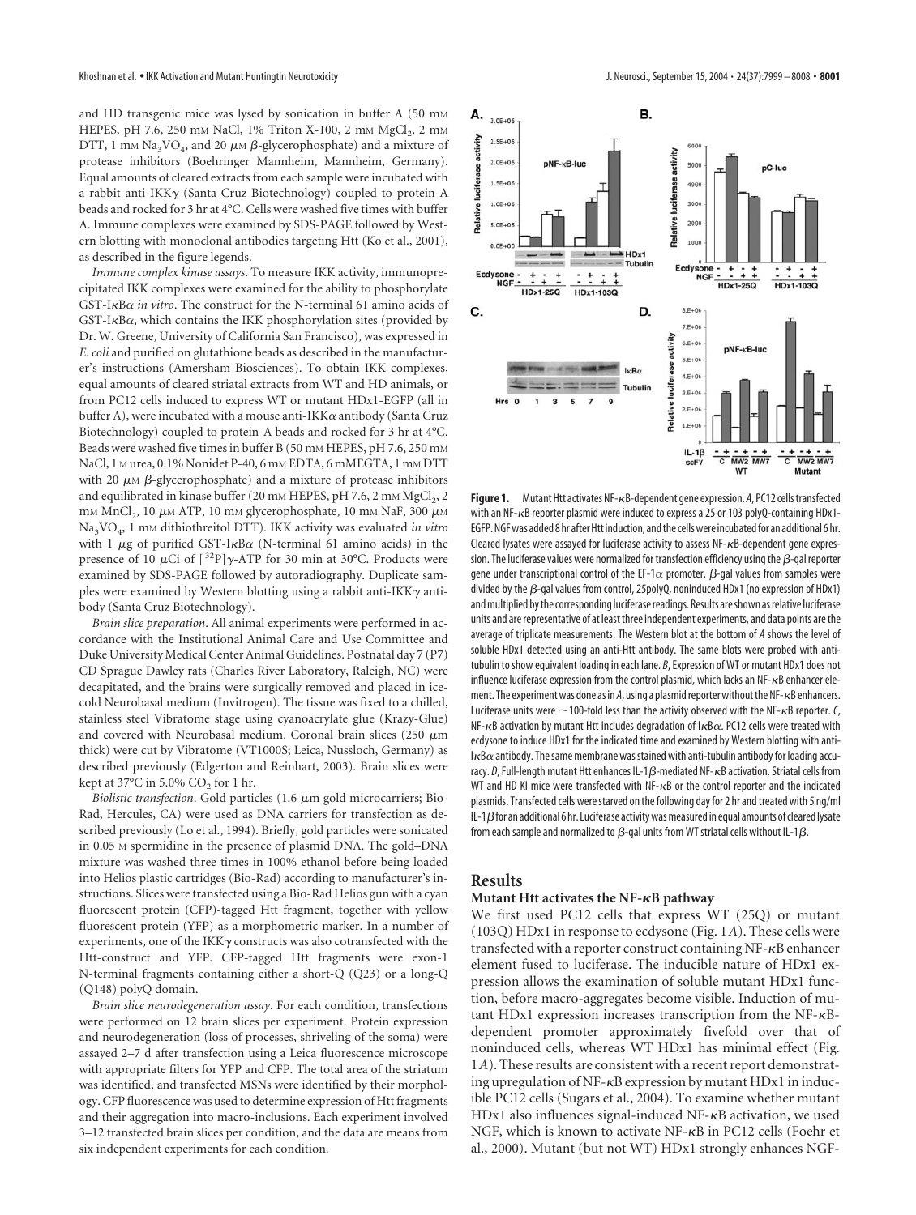and HD transgenic mice was lysed by sonication in buffer A (50 mM HEPES, pH 7.6, 250 mM NaCl, 1% Triton X-100, 2 mM $MgCl_2$, 2 mM DTT, 1 mM $Na_3VO_4$, and 20 $\mu$M $\beta$-glycerophosphate) and a mixture of protease inhibitors (Boehringer Mannheim, Mannheim, Germany). Equal amounts of cleared extracts from each sample were incubated with a rabbit anti-IKK$\gamma$ (Santa Cruz Biotechnology) coupled to protein-A beads and rocked for 3 hr at 4°C. Cells were washed five times with buffer A. Immune complexes were examined by SDS-PAGE followed by Western blotting with monoclonal antibodies targeting Htt (Ko et al., 2001), as described in the figure legends.

*Immune complex kinase assays*. To measure IKK activity, immunoprecipitated IKK complexes were examined for the ability to phosphorylate GST-I$\kappa$B$\alpha$ *in vitro*. The construct for the N-terminal 61 amino acids of GST-I$\kappa$B$\alpha$, which contains the IKK phosphorylation sites (provided by Dr. W. Greene, University of California San Francisco), was expressed in *E. coli* and purified on glutathione beads as described in the manufacturer's instructions (Amersham Biosciences). To obtain IKK complexes, equal amounts of cleared striatal extracts from WT and HD animals, or from PC12 cells induced to express WT or mutant HDx1-EGFP (all in buffer A), were incubated with a mouse anti-IKK$\alpha$ antibody (Santa Cruz Biotechnology) coupled to protein-A beads and rocked for 3 hr at 4°C. Beads were washed five times in buffer B (50 mM HEPES, pH 7.6, 250 mM NaCl, 1 M urea, 0.1% Nonidet P-40, 6 mM EDTA, 6 mMEGTA, 1 mM DTT with 20 $\mu$M $\beta$-glycerophosphate) and a mixture of protease inhibitors and equilibrated in kinase buffer (20 mM HEPES, pH 7.6, 2 mM $MgCl_2$, 2 mM $MnCl_2$, 10 $\mu$M ATP, 10 mM glycerophosphate, 10 mM NaF, 300 $\mu$M $Na_3VO_4$, 1 mM dithiothreitol DTT). IKK activity was evaluated *in vitro* with 1 $\mu$g of purified GST-I$\kappa$B$\alpha$ (N-terminal 61 amino acids) in the presence of 10 $\mu$Ci of [$^{32}$P]$\gamma$-ATP for 30 min at 30°C. Products were examined by SDS-PAGE followed by autoradiography. Duplicate samples were examined by Western blotting using a rabbit anti-IKK$\gamma$ antibody (Santa Cruz Biotechnology).

*Brain slice preparation*. All animal experiments were performed in accordance with the Institutional Animal Care and Use Committee and Duke University Medical Center Animal Guidelines. Postnatal day 7 (P7) CD Sprague Dawley rats (Charles River Laboratory, Raleigh, NC) were decapitated, and the brains were surgically removed and placed in ice-cold Neurobasal medium (Invitrogen). The tissue was fixed to a chilled, stainless steel Vibratome stage using cyanoacrylate glue (Krazy-Glue) and covered with Neurobasal medium. Coronal brain slices (250 $\mu$m thick) were cut by Vibratome (VT1000S; Leica, Nussloch, Germany) as described previously (Edgerton and Reinhart, 2003). Brain slices were kept at 37°C in 5.0% $CO_2$ for 1 hr.

*Biolistic transfection*. Gold particles (1.6 $\mu$m gold microcarriers; Bio-Rad, Hercules, CA) were used as DNA carriers for transfection as described previously (Lo et al., 1994). Briefly, gold particles were sonicated in 0.05 M spermidine in the presence of plasmid DNA. The gold–DNA mixture was washed three times in 100% ethanol before being loaded into Helios plastic cartridges (Bio-Rad) according to manufacturer's instructions. Slices were transfected using a Bio-Rad Helios gun with a cyan fluorescent protein (CFP)-tagged Htt fragment, together with yellow fluorescent protein (YFP) as a morphometric marker. In a number of experiments, one of the IKK$\gamma$ constructs was also cotransfected with the Htt-construct and YFP. CFP-tagged Htt fragments were exon-1 N-terminal fragments containing either a short-Q (Q23) or a long-Q (Q148) polyQ domain.

*Brain slice neurodegeneration assay*. For each condition, transfections were performed on 12 brain slices per experiment. Protein expression and neurodegeneration (loss of processes, shriveling of the soma) were assayed 2–7 d after transfection using a Leica fluorescence microscope with appropriate filters for YFP and CFP. The total area of the striatum was identified, and transfected MSNs were identified by their morphology. CFP fluorescence was used to determine expression of Htt fragments and their aggregation into macro-inclusions. Each experiment involved 3–12 transfected brain slices per condition, and the data are means from six independent experiments for each condition.

**Figure 1.** Mutant Htt activates NF-$\kappa$B-dependent gene expression. *A*, PC12 cells transfected with an NF-$\kappa$B reporter plasmid were induced to express a 25 or 103 polyQ-containing HDx1-EGFP. NGF was added 8 hr after Htt induction, and the cells were incubated for an additional 6 hr. Cleared lysates were assayed for luciferase activity to assess NF-$\kappa$B-dependent gene expression. The luciferase values were normalized for transfection efficiency using the $\beta$-gal reporter gene under transcriptional control of the EF-1$\alpha$ promoter. $\beta$-gal values from samples were divided by the $\beta$-gal values from control, 25polyQ, noninduced HDx1 (no expression of HDx1) and multiplied by the corresponding luciferase readings. Results are shown as relative luciferase units and are representative of at least three independent experiments, and data points are the average of triplicate measurements. The Western blot at the bottom of *A* shows the level of soluble HDx1 detected using an anti-Htt antibody. The same blots were probed with anti-tubulin to show equivalent loading in each lane. *B*, Expression of WT or mutant HDx1 does not influence luciferase expression from the control plasmid, which lacks an NF-$\kappa$B enhancer element. The experiment was done as in *A*, using a plasmid reporter without the NF-$\kappa$B enhancers. Luciferase units were ~100-fold less than the activity observed with the NF-$\kappa$B reporter. *C*, NF-$\kappa$B activation by mutant Htt includes degradation of I$\kappa$B$\alpha$. PC12 cells were treated with ecdysone to induce HDx1 for the indicated time and examined by Western blotting with anti-I$\kappa$B$\alpha$ antibody. The same membrane was stained with anti-tubulin antibody for loading accuracy. *D*, Full-length mutant Htt enhances IL-1$\beta$-mediated NF-$\kappa$B activation. Striatal cells from WT and HD KI mice were transfected with NF-$\kappa$B or the control reporter and the indicated plasmids. Transfected cells were starved on the following day for 2 hr and treated with 5 ng/ml IL-1$\beta$ for an additional 6 hr. Luciferase activity was measured in equal amounts of cleared lysate from each sample and normalized to $\beta$-gal units from WT striatal cells without IL-1$\beta$.

## Results

### Mutant Htt activates the NF-$\kappa$B pathway

We first used PC12 cells that express WT (25Q) or mutant (103Q) HDx1 in response to ecdysone (Fig. 1*A*). These cells were transfected with a reporter construct containing NF-$\kappa$B enhancer element fused to luciferase. The inducible nature of HDx1 expression allows the examination of soluble mutant HDx1 function, before macro-aggregates become visible. Induction of mutant HDx1 expression increases transcription from the NF-$\kappa$B-dependent promoter approximately fivefold over that of noninduced cells, whereas WT HDx1 has minimal effect (Fig. 1*A*). These results are consistent with a recent report demonstrating upregulation of NF-$\kappa$B expression by mutant HDx1 in inducible PC12 cells (Sugars et al., 2004). To examine whether mutant HDx1 also influences signal-induced NF-$\kappa$B activation, we used NGF, which is known to activate NF-$\kappa$B in PC12 cells (Foehr et al., 2000). Mutant (but not WT) HDx1 strongly enhances NGF-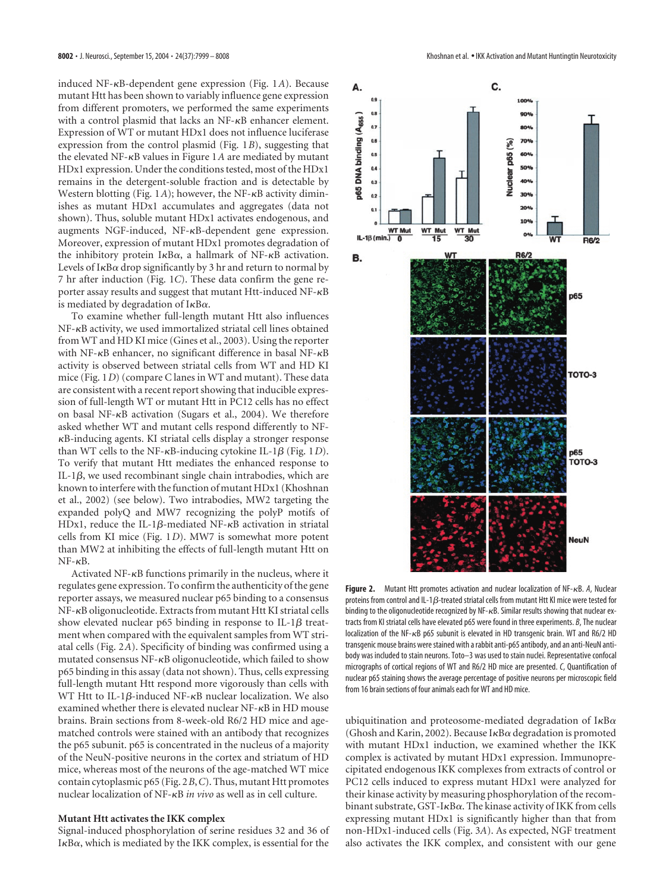induced NF-κB-dependent gene expression (Fig. 1*A*). Because mutant Htt has been shown to variably influence gene expression from different promoters, we performed the same experiments with a control plasmid that lacks an NF-κB enhancer element. Expression of WT or mutant HDx1 does not influence luciferase expression from the control plasmid (Fig. 1*B*), suggesting that the elevated NF-κB values in Figure 1*A* are mediated by mutant HDx1 expression. Under the conditions tested, most of the HDx1 remains in the detergent-soluble fraction and is detectable by Western blotting (Fig. 1*A*); however, the NF-κB activity diminishes as mutant HDx1 accumulates and aggregates (data not shown). Thus, soluble mutant HDx1 activates endogenous, and augments NGF-induced, NF-κB-dependent gene expression. Moreover, expression of mutant HDx1 promotes degradation of the inhibitory protein IκBα, a hallmark of NF-κB activation. Levels of IκBα drop significantly by 3 hr and return to normal by 7 hr after induction (Fig. 1*C*). These data confirm the gene reporter assay results and suggest that mutant Htt-induced NF-κB is mediated by degradation of IκBα.

To examine whether full-length mutant Htt also influences NF-κB activity, we used immortalized striatal cell lines obtained from WT and HD KI mice (Gines et al., 2003). Using the reporter with NF-κB enhancer, no significant difference in basal NF-κB activity is observed between striatal cells from WT and HD KI mice (Fig. 1*D*) (compare C lanes in WT and mutant). These data are consistent with a recent report showing that inducible expression of full-length WT or mutant Htt in PC12 cells has no effect on basal NF-κB activation (Sugars et al., 2004). We therefore asked whether WT and mutant cells respond differently to NF-κB-inducing agents. KI striatal cells display a stronger response than WT cells to the NF-κB-inducing cytokine IL-1β (Fig. 1*D*). To verify that mutant Htt mediates the enhanced response to IL-1β, we used recombinant single chain intrabodies, which are known to interfere with the function of mutant HDx1 (Khoshnan et al., 2002) (see below). Two intrabodies, MW2 targeting the expanded polyQ and MW7 recognizing the polyP motifs of HDx1, reduce the IL-1β-mediated NF-κB activation in striatal cells from KI mice (Fig. 1*D*). MW7 is somewhat more potent than MW2 at inhibiting the effects of full-length mutant Htt on NF-κB.

Activated NF-κB functions primarily in the nucleus, where it regulates gene expression. To confirm the authenticity of the gene reporter assays, we measured nuclear p65 binding to a consensus NF-κB oligonucleotide. Extracts from mutant Htt KI striatal cells show elevated nuclear p65 binding in response to IL-1β treatment when compared with the equivalent samples from WT striatal cells (Fig. 2*A*). Specificity of binding was confirmed using a mutated consensus NF-κB oligonucleotide, which failed to show p65 binding in this assay (data not shown). Thus, cells expressing full-length mutant Htt respond more vigorously than cells with WT Htt to IL-1β-induced NF-κB nuclear localization. We also examined whether there is elevated nuclear NF-κB in HD mouse brains. Brain sections from 8-week-old R6/2 HD mice and age-matched controls were stained with an antibody that recognizes the p65 subunit. p65 is concentrated in the nucleus of a majority of the NeuN-positive neurons in the cortex and striatum of HD mice, whereas most of the neurons of the age-matched WT mice contain cytoplasmic p65 (Fig. 2*B*,*C*). Thus, mutant Htt promotes nuclear localization of NF-κB *in vivo* as well as in cell culture.

### Mutant Htt activates the IKK complex

Signal-induced phosphorylation of serine residues 32 and 36 of IκBα, which is mediated by the IKK complex, is essential for the ubiquitination and proteosome-mediated degradation of IκBα (Ghosh and Karin, 2002). Because IκBα degradation is promoted with mutant HDx1 induction, we examined whether the IKK complex is activated by mutant HDx1 expression. Immunoprecipitated endogenous IKK complexes from extracts of control or PC12 cells induced to express mutant HDx1 were analyzed for their kinase activity by measuring phosphorylation of the recombinant substrate, GST-IκBα. The kinase activity of IKK from cells expressing mutant HDx1 is significantly higher than that from non-HDx1-induced cells (Fig. 3*A*). As expected, NGF treatment also activates the IKK complex, and consistent with our gene

**Figure 2.** Mutant Htt promotes activation and nuclear localization of NF-κB. *A*, Nuclear proteins from control and IL-1β-treated striatal cells from mutant Htt KI mice were tested for binding to the oligonucleotide recognized by NF-κB. Similar results showing that nuclear extracts from KI striatal cells have elevated p65 were found in three experiments. *B*, The nuclear localization of the NF-κB p65 subunit is elevated in HD transgenic brain. WT and R6/2 HD transgenic mouse brains were stained with a rabbit anti-p65 antibody, and an anti-NeuN antibody was included to stain neurons. Toto-3 was used to stain nuclei. Representative confocal micrographs of cortical regions of WT and R6/2 HD mice are presented. *C*, Quantification of nuclear p65 staining shows the average percentage of positive neurons per microscopic field from 16 brain sections of four animals each for WT and HD mice.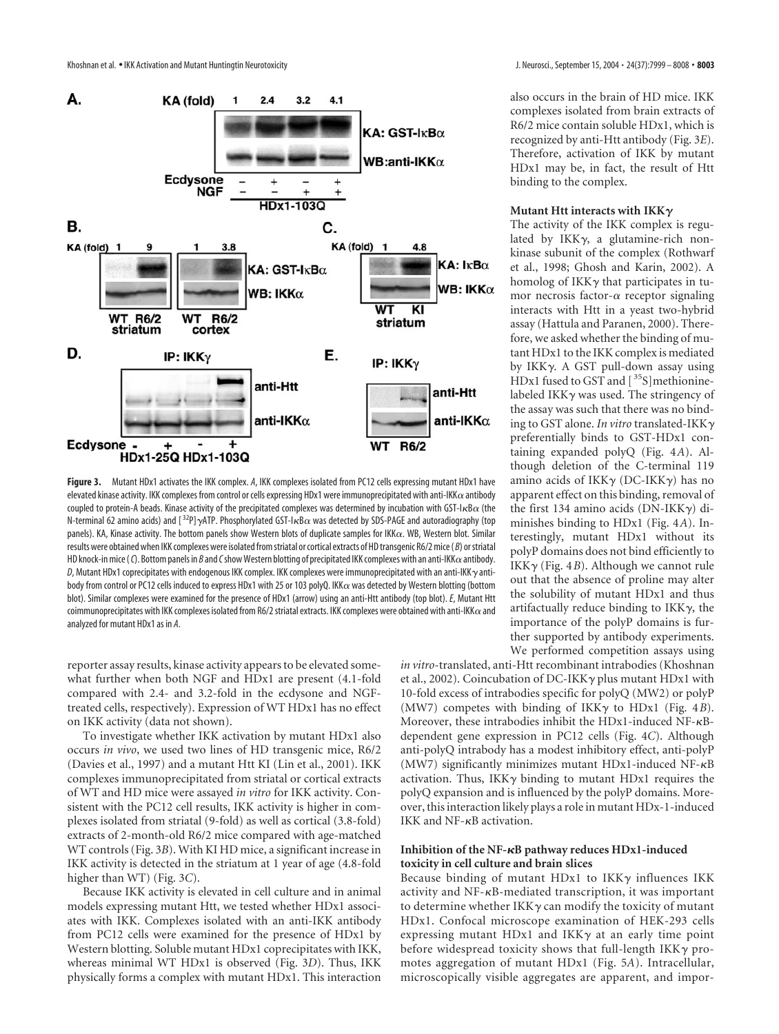**Figure 3.** Mutant HDx1 activates the IKK complex. *A*, IKK complexes isolated from PC12 cells expressing mutant HDx1 have elevated kinase activity. IKK complexes from control or cells expressing HDx1 were immunoprecipitated with anti-IKKα antibody coupled to protein-A beads. Kinase activity of the precipitated complexes was determined by incubation with GST-IκBα (the N-terminal 62 amino acids) and [$^{32}$P]γATP. Phosphorylated GST-IκBα was detected by SDS-PAGE and autoradiography (top panels). KA, Kinase activity. The bottom panels show Western blots of duplicate samples for IKKα. WB, Western blot. Similar results were obtained when IKK complexes were isolated from striatal or cortical extracts of HD transgenic R6/2 mice (*B*) or striatal HD knock-in mice (*C*). Bottom panels in *B* and *C* show Western blotting of precipitated IKK complexes with an anti-IKKα antibody. *D*, Mutant HDx1 coprecipitates with endogenous IKK complex. IKK complexes were immunoprecipitated with an anti-IKKγ antibody from control or PC12 cells induced to express HDx1 with 25 or 103 polyQ. IKKα was detected by Western blotting (bottom blot). Similar complexes were examined for the presence of HDx1 (arrow) using an anti-Htt antibody (top blot). *E*, Mutant Htt coimmunoprecipitates with IKK complexes isolated from R6/2 striatal extracts. IKK complexes were obtained with anti-IKKα and analyzed for mutant HDx1 as in *A*.

reporter assay results, kinase activity appears to be elevated somewhat further when both NGF and HDx1 are present (4.1-fold compared with 2.4- and 3.2-fold in the ecdysone and NGF-treated cells, respectively). Expression of WT HDx1 has no effect on IKK activity (data not shown).

To investigate whether IKK activation by mutant HDx1 also occurs *in vivo*, we used two lines of HD transgenic mice, R6/2 (Davies et al., 1997) and a mutant Htt KI (Lin et al., 2001). IKK complexes immunoprecipitated from striatal or cortical extracts of WT and HD mice were assayed *in vitro* for IKK activity. Consistent with the PC12 cell results, IKK activity is higher in complexes isolated from striatal (9-fold) as well as cortical (3.8-fold) extracts of 2-month-old R6/2 mice compared with age-matched WT controls (Fig. 3*B*). With KI HD mice, a significant increase in IKK activity is detected in the striatum at 1 year of age (4.8-fold higher than WT) (Fig. 3*C*).

Because IKK activity is elevated in cell culture and in animal models expressing mutant Htt, we tested whether HDx1 associates with IKK. Complexes isolated with an anti-IKK antibody from PC12 cells were examined for the presence of HDx1 by Western blotting. Soluble mutant HDx1 coprecipitates with IKK, whereas minimal WT HDx1 is observed (Fig. 3*D*). Thus, IKK physically forms a complex with mutant HDx1. This interaction also occurs in the brain of HD mice. IKK complexes isolated from brain extracts of R6/2 mice contain soluble HDx1, which is recognized by anti-Htt antibody (Fig. 3*E*). Therefore, activation of IKK by mutant HDx1 may be, in fact, the result of Htt binding to the complex.

### Mutant Htt interacts with IKKγ

The activity of the IKK complex is regulated by IKKγ, a glutamine-rich nonkinase subunit of the complex (Rothwarf et al., 1998; Ghosh and Karin, 2002). A homolog of IKKγ that participates in tumor necrosis factor-α receptor signaling interacts with Htt in a yeast two-hybrid assay (Hattula and Paranen, 2000). Therefore, we asked whether the binding of mutant HDx1 to the IKK complex is mediated by IKKγ. A GST pull-down assay using HDx1 fused to GST and [$^{35}$S]methionine-labeled IKKγ was used. The stringency of the assay was such that there was no binding to GST alone. *In vitro* translated-IKKγ preferentially binds to GST-HDx1 containing expanded polyQ (Fig. 4*A*). Although deletion of the C-terminal 119 amino acids of IKKγ (DC-IKKγ) has no apparent effect on this binding, removal of the first 134 amino acids (DN-IKKγ) diminishes binding to HDx1 (Fig. 4*A*). Interestingly, mutant HDx1 without its polyP domains does not bind efficiently to IKKγ (Fig. 4*B*). Although we cannot rule out that the absence of proline may alter the solubility of mutant HDx1 and thus artifactually reduce binding to IKKγ, the importance of the polyP domains is further supported by antibody experiments. We performed competition assays using *in vitro*-translated, anti-Htt recombinant intrabodies (Khoshnan et al., 2002). Coincubation of DC-IKKγ plus mutant HDx1 with 10-fold excess of intrabodies specific for polyQ (MW2) or polyP (MW7) competes with binding of IKKγ to HDx1 (Fig. 4*B*). Moreover, these intrabodies inhibit the HDx1-induced NF-κB-dependent gene expression in PC12 cells (Fig. 4*C*). Although anti-polyQ intrabody has a modest inhibitory effect, anti-polyP (MW7) significantly minimizes mutant HDx1-induced NF-κB activation. Thus, IKKγ binding to mutant HDx1 requires the polyQ expansion and is influenced by the polyP domains. Moreover, this interaction likely plays a role in mutant HDx-1-induced IKK and NF-κB activation.

### Inhibition of the NF-κB pathway reduces HDx1-induced toxicity in cell culture and brain slices

Because binding of mutant HDx1 to IKKγ influences IKK activity and NF-κB-mediated transcription, it was important to determine whether IKKγ can modify the toxicity of mutant HDx1. Confocal microscope examination of HEK-293 cells expressing mutant HDx1 and IKKγ at an early time point before widespread toxicity shows that full-length IKKγ promotes aggregation of mutant HDx1 (Fig. 5*A*). Intracellular, microscopically visible aggregates are apparent, and impor-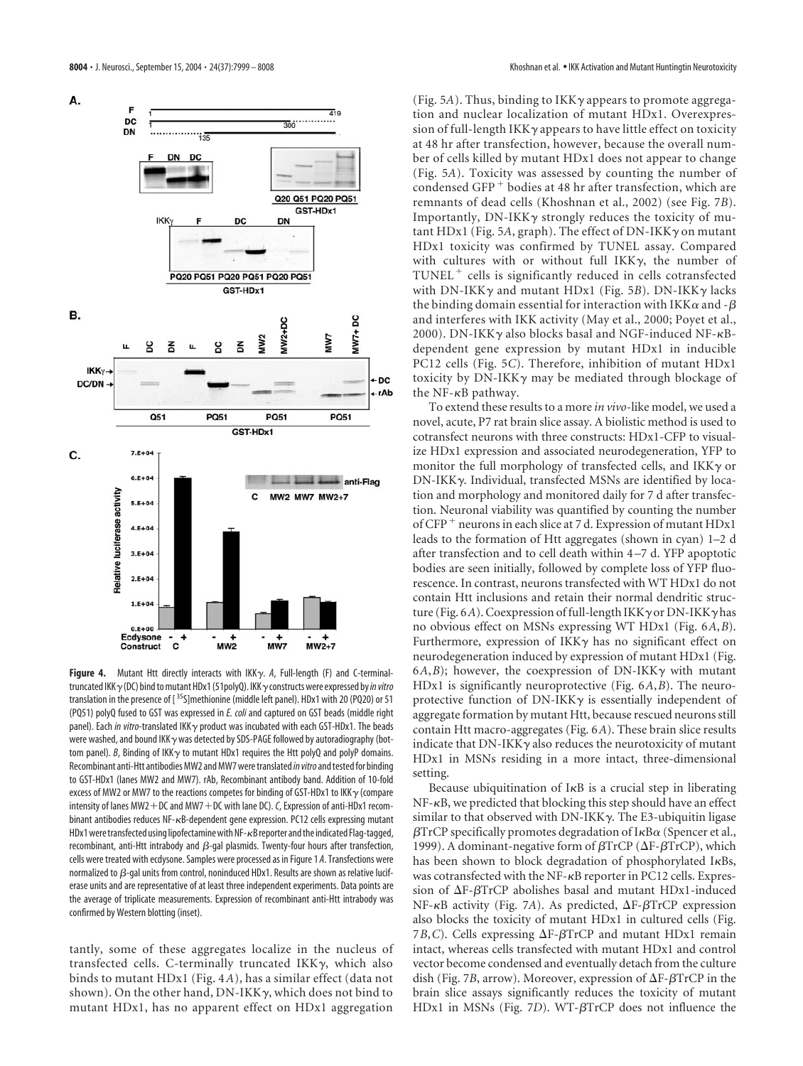**Figure 4.** Mutant Htt directly interacts with IKKγ. *A*, Full-length (F) and C-terminal-truncated IKKγ (DC) bind to mutant HDx1 (51polyQ). IKKγ constructs were expressed by *in vitro* translation in the presence of [$^{35}$S]methionine (middle left panel). HDx1 with 20 (PQ20) or 51 (PQ51) polyQ fused to GST was expressed in *E. coli* and captured on GST beads (middle right panel). Each *in vitro*-translated IKKγ product was incubated with each GST-HDx1. The beads were washed, and bound IKKγ was detected by SDS-PAGE followed by autoradiography (bottom panel). *B*, Binding of IKKγ to mutant HDx1 requires the Htt polyQ and polyP domains. Recombinant anti-Htt antibodies MW2 and MW7 were translated *in vitro* and tested for binding to GST-HDx1 (lanes MW2 and MW7). rAb, Recombinant antibody band. Addition of 10-fold excess of MW2 or MW7 to the reactions competes for binding of GST-HDx1 to IKKγ (compare intensity of lanes MW2 + DC and MW7 + DC with lane DC). *C*, Expression of anti-HDx1 recombinant antibodies reduces NF-κB-dependent gene expression. PC12 cells expressing mutant HDx1 were transfected using lipofectamine with NF-κB reporter and the indicated Flag-tagged, recombinant, anti-Htt intrabody and β-gal plasmids. Twenty-four hours after transfection, cells were treated with ecdysone. Samples were processed as in Figure 1*A*. Transfections were normalized to β-gal units from control, noninduced HDx1. Results are shown as relative luciferase units and are representative of at least three independent experiments. Data points are the average of triplicate measurements. Expression of recombinant anti-Htt intrabody was confirmed by Western blotting (inset).

tantly, some of these aggregates localize in the nucleus of transfected cells. C-terminally truncated IKKγ, which also binds to mutant HDx1 (Fig. 4*A*), has a similar effect (data not shown). On the other hand, DN-IKKγ, which does not bind to mutant HDx1, has no apparent effect on HDx1 aggregation (Fig. 5*A*). Thus, binding to IKKγ appears to promote aggregation and nuclear localization of mutant HDx1. Overexpression of full-length IKKγ appears to have little effect on toxicity at 48 hr after transfection, however, because the overall number of cells killed by mutant HDx1 does not appear to change (Fig. 5*A*). Toxicity was assessed by counting the number of condensed GFP$^+$ bodies at 48 hr after transfection, which are remnants of dead cells (Khoshnan et al., 2002) (see Fig. 7*B*). Importantly, DN-IKKγ strongly reduces the toxicity of mutant HDx1 (Fig. 5*A*, graph). The effect of DN-IKKγ on mutant HDx1 toxicity was confirmed by TUNEL assay. Compared with cultures with or without full IKKγ, the number of TUNEL$^+$ cells is significantly reduced in cells cotransfected with DN-IKKγ and mutant HDx1 (Fig. 5*B*). DN-IKKγ lacks the binding domain essential for interaction with IKKα and -β and interferes with IKK activity (May et al., 2000; Poyet et al., 2000). DN-IKKγ also blocks basal and NGF-induced NF-κB-dependent gene expression by mutant HDx1 in inducible PC12 cells (Fig. 5*C*). Therefore, inhibition of mutant HDx1 toxicity by DN-IKKγ may be mediated through blockage of the NF-κB pathway.

To extend these results to a more *in vivo*-like model, we used a novel, acute, P7 rat brain slice assay. A biolistic method is used to cotransfect neurons with three constructs: HDx1-CFP to visualize HDx1 expression and associated neurodegeneration, YFP to monitor the full morphology of transfected cells, and IKKγ or DN-IKKγ. Individual, transfected MSNs are identified by location and morphology and monitored daily for 7 d after transfection. Neuronal viability was quantified by counting the number of CFP$^+$ neurons in each slice at 7 d. Expression of mutant HDx1 leads to the formation of Htt aggregates (shown in cyan) 1–2 d after transfection and to cell death within 4–7 d. YFP apoptotic bodies are seen initially, followed by complete loss of YFP fluorescence. In contrast, neurons transfected with WT HDx1 do not contain Htt inclusions and retain their normal dendritic structure (Fig. 6*A*). Coexpression of full-length IKKγ or DN-IKKγ has no obvious effect on MSNs expressing WT HDx1 (Fig. 6*A*,*B*). Furthermore, expression of IKKγ has no significant effect on neurodegeneration induced by expression of mutant HDx1 (Fig. 6*A*,*B*); however, the coexpression of DN-IKKγ with mutant HDx1 is significantly neuroprotective (Fig. 6*A*,*B*). The neuroprotective function of DN-IKKγ is essentially independent of aggregate formation by mutant Htt, because rescued neurons still contain Htt macro-aggregates (Fig. 6*A*). These brain slice results indicate that DN-IKKγ also reduces the neurotoxicity of mutant HDx1 in MSNs residing in a more intact, three-dimensional setting.

Because ubiquitination of IκB is a crucial step in liberating NF-κB, we predicted that blocking this step should have an effect similar to that observed with DN-IKKγ. The E3-ubiquitin ligase βTrCP specifically promotes degradation of IκBα (Spencer et al., 1999). A dominant-negative form of βTrCP (ΔF-βTrCP), which has been shown to block degradation of phosphorylated IκBs, was cotransfected with the NF-κB reporter in PC12 cells. Expression of ΔF-βTrCP abolishes basal and mutant HDx1-induced NF-κB activity (Fig. 7*A*). As predicted, ΔF-βTrCP expression also blocks the toxicity of mutant HDx1 in cultured cells (Fig. 7*B*,*C*). Cells expressing ΔF-βTrCP and mutant HDx1 remain intact, whereas cells transfected with mutant HDx1 and control vector become condensed and eventually detach from the culture dish (Fig. 7*B*, arrow). Moreover, expression of ΔF-βTrCP in the brain slice assays significantly reduces the toxicity of mutant HDx1 in MSNs (Fig. 7*D*). WT-βTrCP does not influence the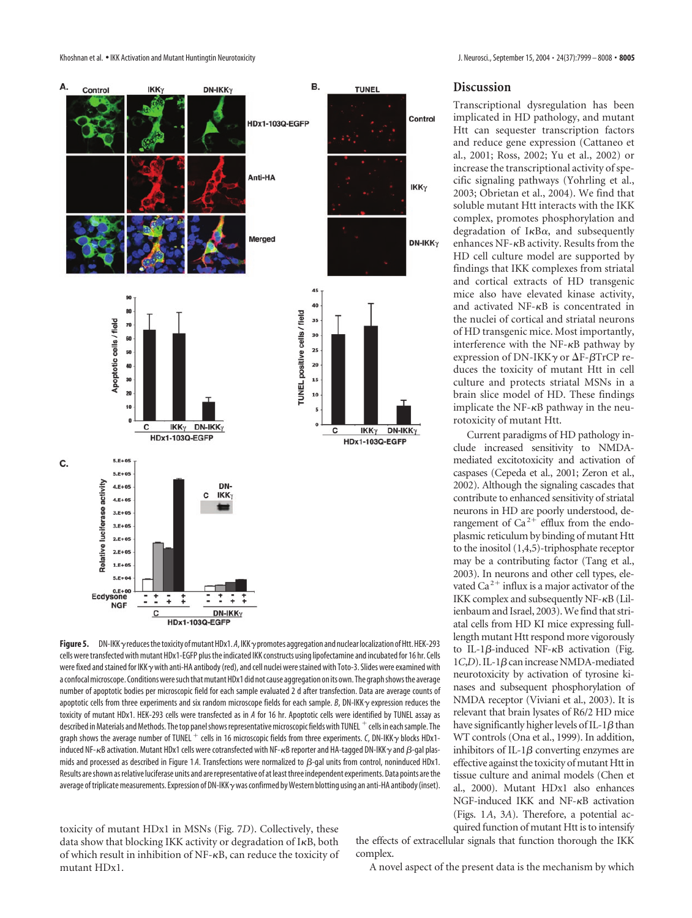**Figure 5.** DN-IKKγ reduces the toxicity of mutant HDx1. *A*, IKKγ promotes aggregation and nuclear localization of Htt. HEK-293 cells were transfected with mutant HDx1-EGFP plus the indicated IKK constructs using lipofectamine and incubated for 16 hr. Cells were fixed and stained for IKKγ with anti-HA antibody (red), and cell nuclei were stained with Toto-3. Slides were examined with a confocal microscope. Conditions were such that mutant HDx1 did not cause aggregation on its own. The graph shows the average number of apoptotic bodies per microscopic field for each sample evaluated 2 d after transfection. Data are average counts of apoptotic cells from three experiments and six random microscope fields for each sample. *B*, DN-IKKγ expression reduces the toxicity of mutant HDx1. HEK-293 cells were transfected as in *A* for 16 hr. Apoptotic cells were identified by TUNEL assay as described in Materials and Methods. The top panel shows representative microscopic fields with TUNEL$^+$ cells in each sample. The graph shows the average number of TUNEL$^+$ cells in 16 microscopic fields from three experiments. *C*, DN-IKKγ blocks HDx1-induced NF-κB activation. Mutant HDx1 cells were cotransfected with NF-κB reporter and HA-tagged DN-IKKγ and β-gal plasmids and processed as described in Figure 1*A*. Transfections were normalized to β-gal units from control, noninduced HDx1. Results are shown as relative luciferase units and are representative of at least three independent experiments. Data points are the average of triplicate measurements. Expression of DN-IKKγ was confirmed by Western blotting using an anti-HA antibody (inset).

toxicity of mutant HDx1 in MSNs (Fig. 7*D*). Collectively, these data show that blocking IKK activity or degradation of IκB, both of which result in inhibition of NF-κB, can reduce the toxicity of mutant HDx1.

## Discussion

Transcriptional dysregulation has been implicated in HD pathology, and mutant Htt can sequester transcription factors and reduce gene expression (Cattaneo et al., 2001; Ross, 2002; Yu et al., 2002) or increase the transcriptional activity of specific signaling pathways (Yohrling et al., 2003; Obrietan et al., 2004). We find that soluble mutant Htt interacts with the IKK complex, promotes phosphorylation and degradation of IκBα, and subsequently enhances NF-κB activity. Results from the HD cell culture model are supported by findings that IKK complexes from striatal and cortical extracts of HD transgenic mice also have elevated kinase activity, and activated NF-κB is concentrated in the nuclei of cortical and striatal neurons of HD transgenic mice. Most importantly, interference with the NF-κB pathway by expression of DN-IKKγ or ΔF-βTrCP reduces the toxicity of mutant Htt in cell culture and protects striatal MSNs in a brain slice model of HD. These findings implicate the NF-κB pathway in the neurotoxicity of mutant Htt.

Current paradigms of HD pathology include increased sensitivity to NMDA-mediated excitotoxicity and activation of caspases (Cepeda et al., 2001; Zeron et al., 2002). Although the signaling cascades that contribute to enhanced sensitivity of striatal neurons in HD are poorly understood, derangement of $Ca^{2+}$ efflux from the endoplasmic reticulum by binding of mutant Htt to the inositol (1,4,5)-triphosphate receptor may be a contributing factor (Tang et al., 2003). In neurons and other cell types, elevated $Ca^{2+}$ influx is a major activator of the IKK complex and subsequently NF-κB (Lilienbaum and Israel, 2003). We find that striatal cells from HD KI mice expressing full-length mutant Htt respond more vigorously to IL-1β-induced NF-κB activation (Fig. 1*C*,*D*). IL-1β can increase NMDA-mediated neurotoxicity by activation of tyrosine kinases and subsequent phosphorylation of NMDA receptor (Viviani et al., 2003). It is relevant that brain lysates of R6/2 HD mice have significantly higher levels of IL-1β than WT controls (Ona et al., 1999). In addition, inhibitors of IL-1β converting enzymes are effective against the toxicity of mutant Htt in tissue culture and animal models (Chen et al., 2000). Mutant HDx1 also enhances NGF-induced IKK and NF-κB activation (Figs. 1*A*, 3*A*). Therefore, a potential acquired function of mutant Htt is to intensify the effects of extracellular signals that function thorough the IKK complex.

A novel aspect of the present data is the mechanism by which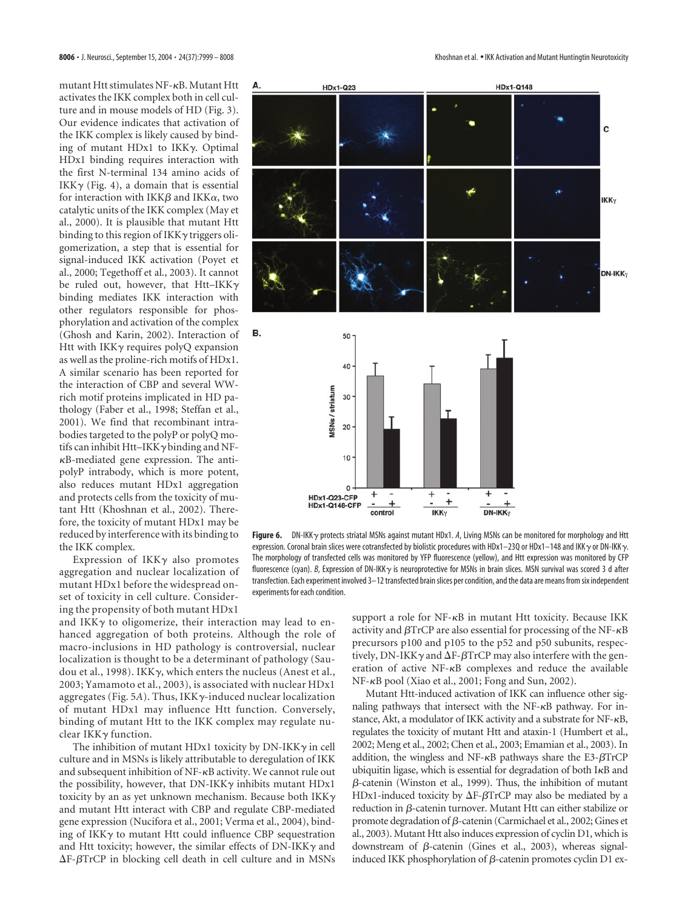mutant Htt stimulates NF-κB. Mutant Htt activates the IKK complex both in cell culture and in mouse models of HD (Fig. 3). Our evidence indicates that activation of the IKK complex is likely caused by binding of mutant HDx1 to IKKγ. Optimal HDx1 binding requires interaction with the first N-terminal 134 amino acids of IKKγ (Fig. 4), a domain that is essential for interaction with IKKβ and IKKα, two catalytic units of the IKK complex (May et al., 2000). It is plausible that mutant Htt binding to this region of IKKγ triggers oligomerization, a step that is essential for signal-induced IKK activation (Poyet et al., 2000; Tegethoff et al., 2003). It cannot be ruled out, however, that Htt–IKKγ binding mediates IKK interaction with other regulators responsible for phosphorylation and activation of the complex (Ghosh and Karin, 2002). Interaction of Htt with IKKγ requires polyQ expansion as well as the proline-rich motifs of HDx1. A similar scenario has been reported for the interaction of CBP and several WW-rich motif proteins implicated in HD pathology (Faber et al., 1998; Steffan et al., 2001). We find that recombinant intrabodies targeted to the polyP or polyQ motifs can inhibit Htt–IKKγ binding and NF-κB-mediated gene expression. The anti-polyP intrabody, which is more potent, also reduces mutant HDx1 aggregation and protects cells from the toxicity of mutant Htt (Khoshnan et al., 2002). Therefore, the toxicity of mutant HDx1 may be reduced by interference with its binding to the IKK complex.

Expression of IKKγ also promotes aggregation and nuclear localization of mutant HDx1 before the widespread onset of toxicity in cell culture. Considering the propensity of both mutant HDx1 and IKKγ to oligomerize, their interaction may lead to enhanced aggregation of both proteins. Although the role of macro-inclusions in HD pathology is controversial, nuclear localization is thought to be a determinant of pathology (Saudou et al., 1998). IKKγ, which enters the nucleus (Anest et al., 2003; Yamamoto et al., 2003), is associated with nuclear HDx1 aggregates (Fig. 5*A*). Thus, IKKγ-induced nuclear localization of mutant HDx1 may influence Htt function. Conversely, binding of mutant Htt to the IKK complex may regulate nuclear IKKγ function.

The inhibition of mutant HDx1 toxicity by DN-IKKγ in cell culture and in MSNs is likely attributable to deregulation of IKK and subsequent inhibition of NF-κB activity. We cannot rule out the possibility, however, that DN-IKKγ inhibits mutant HDx1 toxicity by an as yet unknown mechanism. Because both IKKγ and mutant Htt interact with CBP and regulate CBP-mediated gene expression (Nucifora et al., 2001; Verma et al., 2004), binding of IKKγ to mutant Htt could influence CBP sequestration and Htt toxicity; however, the similar effects of DN-IKKγ and ΔF-βTrCP in blocking cell death in cell culture and in MSNs support a role for NF-κB in mutant Htt toxicity. Because IKK activity and βTrCP are also essential for processing of the NF-κB precursors p100 and p105 to the p52 and p50 subunits, respectively, DN-IKKγ and ΔF-βTrCP may also interfere with the generation of active NF-κB complexes and reduce the available NF-κB pool (Xiao et al., 2001; Fong and Sun, 2002).

Mutant Htt-induced activation of IKK can influence other signaling pathways that intersect with the NF-κB pathway. For instance, Akt, a modulator of IKK activity and a substrate for NF-κB, regulates the toxicity of mutant Htt and ataxin-1 (Humbert et al., 2002; Meng et al., 2002; Chen et al., 2003; Emamian et al., 2003). In addition, the wingless and NF-κB pathways share the E3-βTrCP ubiquitin ligase, which is essential for degradation of both IκB and β-catenin (Winston et al., 1999). Thus, the inhibition of mutant HDx1-induced toxicity by ΔF-βTrCP may also be mediated by a reduction in β-catenin turnover. Mutant Htt can either stabilize or promote degradation of β-catenin (Carmichael et al., 2002; Gines et al., 2003). Mutant Htt also induces expression of cyclin D1, which is downstream of β-catenin (Gines et al., 2003), whereas signal-induced IKK phosphorylation of β-catenin promotes cyclin D1 ex-

**Figure 6.** DN-IKKγ protects striatal MSNs against mutant HDx1. *A*, Living MSNs can be monitored for morphology and Htt expression. Coronal brain slices were cotransfected by biolistic procedures with HDx1–23Q or HDx1–148 and IKKγ or DN-IKKγ. The morphology of transfected cells was monitored by YFP fluorescence (yellow), and Htt expression was monitored by CFP fluorescence (cyan). *B*, Expression of DN-IKKγ is neuroprotective for MSNs in brain slices. MSN survival was scored 3 d after transfection. Each experiment involved 3–12 transfected brain slices per condition, and the data are means from six independent experiments for each condition.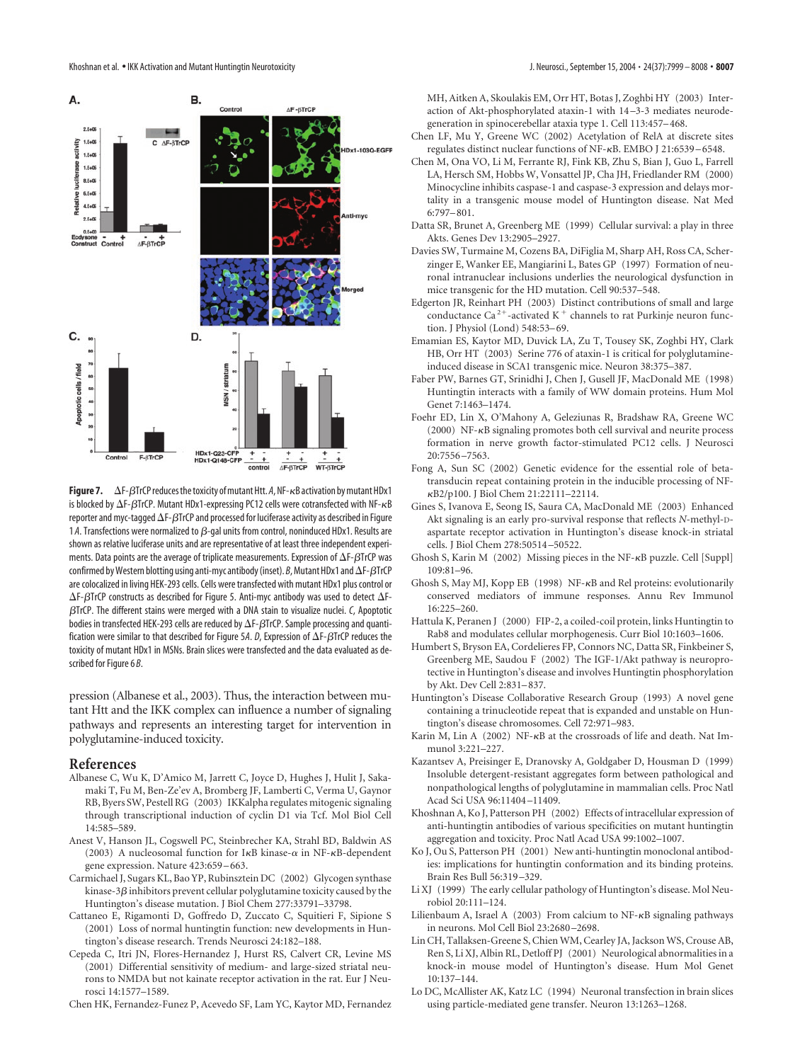**Figure 7.** ΔF-βTrCP reduces the toxicity of mutant Htt. *A*, NF-κB activation by mutant HDx1 is blocked by ΔF-βTrCP. Mutant HDx1-expressing PC12 cells were cotransfected with NF-κB reporter and myc-tagged ΔF-βTrCP and processed for luciferase activity as described in Figure 1*A*. Transfections were normalized to β-gal units from control, noninduced HDx1. Results are shown as relative luciferase units and are representative of at least three independent experiments. Data points are the average of triplicate measurements. Expression of ΔF-βTrCP was confirmed by Western blotting using anti-myc antibody (inset). *B*, Mutant HDx1 and ΔF-βTrCP are colocalized in living HEK-293 cells. Cells were transfected with mutant HDx1 plus control or ΔF-βTrCP constructs as described for Figure 5. Anti-myc antibody was used to detect ΔF-βTrCP. The different stains were merged with a DNA stain to visualize nuclei. *C*, Apoptotic bodies in transfected HEK-293 cells are reduced by ΔF-βTrCP. Sample processing and quantification were similar to that described for Figure 5*A*. *D*, Expression of ΔF-βTrCP reduces the toxicity of mutant HDx1 in MSNs. Brain slices were transfected and the data evaluated as described for Figure 6*B*.

pression (Albanese et al., 2003). Thus, the interaction between mutant Htt and the IKK complex can influence a number of signaling pathways and represents an interesting target for intervention in polyglutamine-induced toxicity.

## References

Albanese C, Wu K, D'Amico M, Jarrett C, Joyce D, Hughes J, Hulit J, Sakamaki T, Fu M, Ben-Ze'ev A, Bromberg JF, Lamberti C, Verma U, Gaynor RB, Byers SW, Pestell RG (2003) IKKalpha regulates mitogenic signaling through transcriptional induction of cyclin D1 via Tcf. Mol Biol Cell 14:585–589.

Anest V, Hanson JL, Cogswell PC, Steinbrecher KA, Strahl BD, Baldwin AS (2003) A nucleosomal function for IκB kinase-α in NF-κB-dependent gene expression. Nature 423:659–663.

Carmichael J, Sugars KL, Bao YP, Rubinsztein DC (2002) Glycogen synthase kinase-3β inhibitors prevent cellular polyglutamine toxicity caused by the Huntington's disease mutation. J Biol Chem 277:33791–33798.

Cattaneo E, Rigamonti D, Goffredo D, Zuccato C, Squitieri F, Sipione S (2001) Loss of normal huntingtin function: new developments in Huntington's disease research. Trends Neurosci 24:182–188.

Cepeda C, Itri JN, Flores-Hernandez J, Hurst RS, Calvert CR, Levine MS (2001) Differential sensitivity of medium- and large-sized striatal neurons to NMDA but not kainate receptor activation in the rat. Eur J Neurosci 14:1577–1589.

Chen HK, Fernandez-Funez P, Acevedo SF, Lam YC, Kaytor MD, Fernandez MH, Aitken A, Skoulakis EM, Orr HT, Botas J, Zoghbi HY (2003) Interaction of Akt-phosphorylated ataxin-1 with 14–3-3 mediates neurodegeneration in spinocerebellar ataxia type 1. Cell 113:457–468.

Chen LF, Mu Y, Greene WC (2002) Acetylation of RelA at discrete sites regulates distinct nuclear functions of NF-κB. EMBO J 21:6539–6548.

Chen M, Ona VO, Li M, Ferrante RJ, Fink KB, Zhu S, Bian J, Guo L, Farrell LA, Hersch SM, Hobbs W, Vonsattel JP, Cha JH, Friedlander RM (2000) Minocycline inhibits caspase-1 and caspase-3 expression and delays mortality in a transgenic mouse model of Huntington disease. Nat Med 6:797–801.

Datta SR, Brunet A, Greenberg ME (1999) Cellular survival: a play in three Akts. Genes Dev 13:2905–2927.

Davies SW, Turmaine M, Cozens BA, DiFiglia M, Sharp AH, Ross CA, Scherzinger E, Wanker EE, Mangiarini L, Bates GP (1997) Formation of neuronal intranuclear inclusions underlies the neurological dysfunction in mice transgenic for the HD mutation. Cell 90:537–548.

Edgerton JR, Reinhart PH (2003) Distinct contributions of small and large conductance $Ca^{2+}$-activated $K^+$ channels to rat Purkinje neuron function. J Physiol (Lond) 548:53–69.

Emamian ES, Kaytor MD, Duvick LA, Zu T, Tousey SK, Zoghbi HY, Clark HB, Orr HT (2003) Serine 776 of ataxin-1 is critical for polyglutamine-induced disease in SCA1 transgenic mice. Neuron 38:375–387.

Faber PW, Barnes GT, Srinidhi J, Chen J, Gusell JF, MacDonald ME (1998) Huntingtin interacts with a family of WW domain proteins. Hum Mol Genet 7:1463–1474.

Foehr ED, Lin X, O'Mahony A, Geleziunas R, Bradshaw RA, Greene WC (2000) NF-κB signaling promotes both cell survival and neurite process formation in nerve growth factor-stimulated PC12 cells. J Neurosci 20:7556–7563.

Fong A, Sun SC (2002) Genetic evidence for the essential role of beta-transducin repeat containing protein in the inducible processing of NF-κB2/p100. J Biol Chem 21:22111–22114.

Gines S, Ivanova E, Seong IS, Saura CA, MacDonald ME (2003) Enhanced Akt signaling is an early pro-survival response that reflects *N*-methyl-D-aspartate receptor activation in Huntington's disease knock-in striatal cells. J Biol Chem 278:50514–50522.

Ghosh S, Karin M (2002) Missing pieces in the NF-κB puzzle. Cell [Suppl] 109:81–96.

Ghosh S, May MJ, Kopp EB (1998) NF-κB and Rel proteins: evolutionarily conserved mediators of immune responses. Annu Rev Immunol 16:225–260.

Hattula K, Peranen J (2000) FIP-2, a coiled-coil protein, links Huntingtin to Rab8 and modulates cellular morphogenesis. Curr Biol 10:1603–1606.

Humbert S, Bryson EA, Cordelieres FP, Connors NC, Datta SR, Finkbeiner S, Greenberg ME, Saudou F (2002) The IGF-1/Akt pathway is neuroprotective in Huntington's disease and involves Huntingtin phosphorylation by Akt. Dev Cell 2:831–837.

Huntington's Disease Collaborative Research Group (1993) A novel gene containing a trinucleotide repeat that is expanded and unstable on Huntington's disease chromosomes. Cell 72:971–983.

Karin M, Lin A (2002) NF-κB at the crossroads of life and death. Nat Immunol 3:221–227.

Kazantsev A, Preisinger E, Dranovsky A, Goldgaber D, Housman D (1999) Insoluble detergent-resistant aggregates form between pathological and nonpathological lengths of polyglutamine in mammalian cells. Proc Natl Acad Sci USA 96:11404–11409.

Khoshnan A, Ko J, Patterson PH (2002) Effects of intracellular expression of anti-huntingtin antibodies of various specificities on mutant huntingtin aggregation and toxicity. Proc Natl Acad Sci USA 99:1002–1007.

Ko J, Ou S, Patterson PH (2001) New anti-huntingtin monoclonal antibodies: implications for huntingtin conformation and its binding proteins. Brain Res Bull 56:319–329.

Li XJ (1999) The early cellular pathology of Huntington's disease. Mol Neurobiol 20:111–124.

Lilienbaum A, Israel A (2003) From calcium to NF-κB signaling pathways in neurons. Mol Cell Biol 23:2680–2698.

Lin CH, Tallaksen-Greene S, Chien WM, Cearley JA, Jackson WS, Crouse AB, Ren S, Li XJ, Albin RL, Detloff PJ (2001) Neurological abnormalities in a knock-in mouse model of Huntington's disease. Hum Mol Genet 10:137–144.

Lo DC, McAllister AK, Katz LC (1994) Neuronal transfection in brain slices using particle-mediated gene transfer. Neuron 13:1263–1268.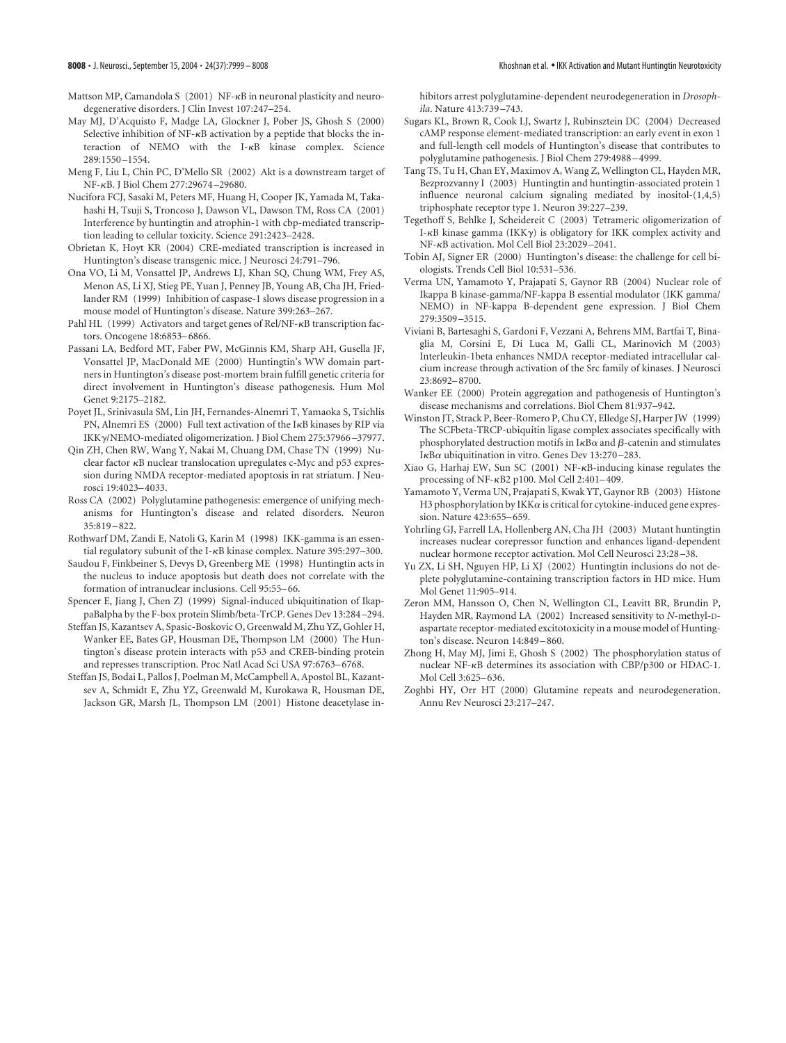Mattson MP, Camandola S (2001) NF-κB in neuronal plasticity and neurodegenerative disorders. J Clin Invest 107:247–254.

May MJ, D'Acquisto F, Madge LA, Glockner J, Pober JS, Ghosh S (2000) Selective inhibition of NF-κB activation by a peptide that blocks the interaction of NEMO with the I-κB kinase complex. Science 289:1550–1554.

Meng F, Liu L, Chin PC, D'Mello SR (2002) Akt is a downstream target of NF-κB. J Biol Chem 277:29674–29680.

Nucifora FCJ, Sasaki M, Peters MF, Huang H, Cooper JK, Yamada M, Takahashi H, Tsuji S, Troncoso J, Dawson VL, Dawson TM, Ross CA (2001) Interference by huntingtin and atrophin-1 with cbp-mediated transcription leading to cellular toxicity. Science 291:2423–2428.

Obrietan K, Hoyt KR (2004) CRE-mediated transcription is increased in Huntington's disease transgenic mice. J Neurosci 24:791–796.

Ona VO, Li M, Vonsattel JP, Andrews LJ, Khan SQ, Chung WM, Frey AS, Menon AS, Li XJ, Stieg PE, Yuan J, Penney JB, Young AB, Cha JH, Friedlander RM (1999) Inhibition of caspase-1 slows disease progression in a mouse model of Huntington's disease. Nature 399:263–267.

Pahl HL (1999) Activators and target genes of Rel/NF-κB transcription factors. Oncogene 18:6853–6866.

Passani LA, Bedford MT, Faber PW, McGinnis KM, Sharp AH, Gusella JF, Vonsattel JP, MacDonald ME (2000) Huntingtin's WW domain partners in Huntington's disease post-mortem brain fulfill genetic criteria for direct involvement in Huntington's disease pathogenesis. Hum Mol Genet 9:2175–2182.

Poyet JL, Srinivasula SM, Lin JH, Fernandes-Alnemri T, Yamaoka S, Tsichlis PN, Alnemri ES (2000) Full text activation of the IκB kinases by RIP via IKKγ/NEMO-mediated oligomerization. J Biol Chem 275:37966–37977.

Qin ZH, Chen RW, Wang Y, Nakai M, Chuang DM, Chase TN (1999) Nuclear factor κB nuclear translocation upregulates c-Myc and p53 expression during NMDA receptor-mediated apoptosis in rat striatum. J Neurosci 19:4023–4033.

Ross CA (2002) Polyglutamine pathogenesis: emergence of unifying mechanisms for Huntington's disease and related disorders. Neuron 35:819–822.

Rothwarf DM, Zandi E, Natoli G, Karin M (1998) IKK-gamma is an essential regulatory subunit of the I-κB kinase complex. Nature 395:297–300.

Saudou F, Finkbeiner S, Devys D, Greenberg ME (1998) Huntingtin acts in the nucleus to induce apoptosis but death does not correlate with the formation of intranuclear inclusions. Cell 95:55–66.

Spencer E, Jiang J, Chen ZJ (1999) Signal-induced ubiquitination of IkappaBalpha by the F-box protein Slimb/beta-TrCP. Genes Dev 13:284–294.

Steffan JS, Kazantsev A, Spasic-Boskovic O, Greenwald M, Zhu YZ, Gohler H, Wanker EE, Bates GP, Housman DE, Thompson LM (2000) The Huntington's disease protein interacts with p53 and CREB-binding protein and represses transcription. Proc Natl Acad Sci USA 97:6763–6768.

Steffan JS, Bodai L, Pallos J, Poelman M, McCampbell A, Apostol BL, Kazantsev A, Schmidt E, Zhu YZ, Greenwald M, Kurokawa R, Housman DE, Jackson GR, Marsh JL, Thompson LM (2001) Histone deacetylase inhibitors arrest polyglutamine-dependent neurodegeneration in *Drosophila*. Nature 413:739–743.

Sugars KL, Brown R, Cook LJ, Swartz J, Rubinsztein DC (2004) Decreased cAMP response element-mediated transcription: an early event in exon 1 and full-length cell models of Huntington's disease that contributes to polyglutamine pathogenesis. J Biol Chem 279:4988–4999.

Tang TS, Tu H, Chan EY, Maximov A, Wang Z, Wellington CL, Hayden MR, Bezprozvanny I (2003) Huntingtin and huntingtin-associated protein 1 influence neuronal calcium signaling mediated by inositol-(1,4,5) triphosphate receptor type 1. Neuron 39:227–239.

Tegethoff S, Behlke J, Scheidereit C (2003) Tetrameric oligomerization of I-κB kinase gamma (IKKγ) is obligatory for IKK complex activity and NF-κB activation. Mol Cell Biol 23:2029–2041.

Tobin AJ, Signer ER (2000) Huntington's disease: the challenge for cell biologists. Trends Cell Biol 10:531–536.

Verma UN, Yamamoto Y, Prajapati S, Gaynor RB (2004) Nuclear role of Ikappa B kinase-gamma/NF-kappa B essential modulator (IKK gamma/NEMO) in NF-kappa B-dependent gene expression. J Biol Chem 279:3509–3515.

Viviani B, Bartesaghi S, Gardoni F, Vezzani A, Behrens MM, Bartfai T, Binaglia M, Corsini E, Di Luca M, Galli CL, Marinovich M (2003) Interleukin-1beta enhances NMDA receptor-mediated intracellular calcium increase through activation of the Src family of kinases. J Neurosci 23:8692–8700.

Wanker EE (2000) Protein aggregation and pathogenesis of Huntington's disease mechanisms and correlations. Biol Chem 81:937–942.

Winston JT, Strack P, Beer-Romero P, Chu CY, Elledge SJ, Harper JW (1999) The SCFbeta-TRCP-ubiquitin ligase complex associates specifically with phosphorylated destruction motifs in IκBα and β-catenin and stimulates IκBα ubiquitination in vitro. Genes Dev 13:270–283.

Xiao G, Harhaj EW, Sun SC (2001) NF-κB-inducing kinase regulates the processing of NF-κB2 p100. Mol Cell 2:401–409.

Yamamoto Y, Verma UN, Prajapati S, Kwak YT, Gaynor RB (2003) Histone H3 phosphorylation by IKKα is critical for cytokine-induced gene expression. Nature 423:655–659.

Yohrling GJ, Farrell LA, Hollenberg AN, Cha JH (2003) Mutant huntingtin increases nuclear corepressor function and enhances ligand-dependent nuclear hormone receptor activation. Mol Cell Neurosci 23:28–38.

Yu ZX, Li SH, Nguyen HP, Li XJ (2002) Huntingtin inclusions do not deplete polyglutamine-containing transcription factors in HD mice. Hum Mol Genet 11:905–914.

Zeron MM, Hansson O, Chen N, Wellington CL, Leavitt BR, Brundin P, Hayden MR, Raymond LA (2002) Increased sensitivity to *N*-methyl-D-aspartate receptor-mediated excitotoxicity in a mouse model of Huntington's disease. Neuron 14:849–860.

Zhong H, May MJ, Jimi E, Ghosh S (2002) The phosphorylation status of nuclear NF-κB determines its association with CBP/p300 or HDAC-1. Mol Cell 3:625–636.

Zoghbi HY, Orr HT (2000) Glutamine repeats and neurodegeneration. Annu Rev Neurosci 23:217–247.